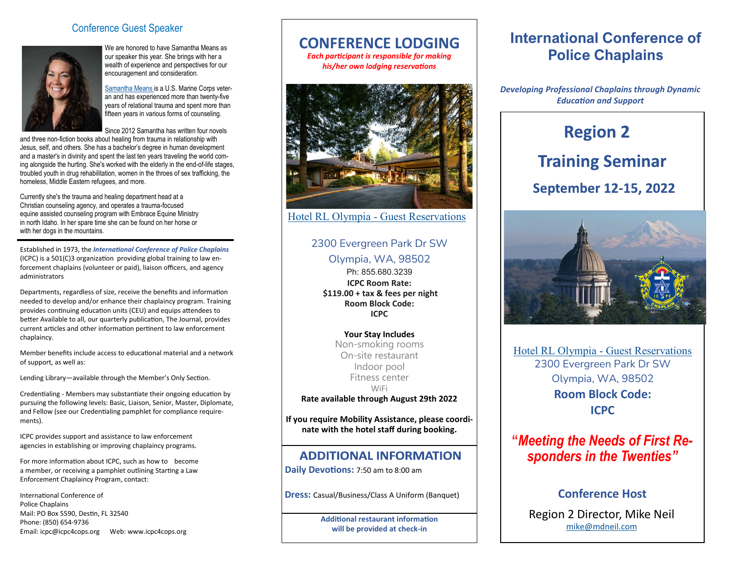## Conference Guest Speaker

We are honored to have Samantha Means as our speaker this year. She brings with her a wealth of experience and perspectives for our encouragement and consideration.

Samantha Means is a U.S. Marine Corps veteran and has experienced more than twenty-five years of relational trauma and spent more than fifteen years in various forms of counseling.

Since 2012 Samantha has written four novels and three non-fiction books about healing from trauma in relationship with Jesus, self, and others. She has a bachelor's degree in human development and a master's in divinity and spent the last ten years traveling the world coming alongside the hurting. She's worked with the elderly in the end-of-life stages, troubled youth in drug rehabilitation, women in the throes of sex trafficking, the homeless, Middle Eastern refugees, and more.

Currently she's the trauma and healing department head at a Christian counseling agency, and operates a trauma-focused equine assisted counseling program with Embrace Equine Ministry in north Idaho. In her spare time she can be found on her horse or with her dogs in the mountains.

---

Established in 1973, the ***International Conference of Police Chaplains*** (ICPC) is a 501(C)3 organization providing global training to law enforcement chaplains (volunteer or paid), liaison officers, and agency administrators

Departments, regardless of size, receive the benefits and information needed to develop and/or enhance their chaplaincy program. Training provides continuing education units (CEU) and equips attendees to better Available to all, our quarterly publication, The Journal, provides current articles and other information pertinent to law enforcement chaplaincy.

Member benefits include access to educational material and a network of support, as well as:

Lending Library—available through the Member's Only Section.

Credentialing - Members may substantiate their ongoing education by pursuing the following levels: Basic, Liaison, Senior, Master, Diplomate, and Fellow (see our Credentialing pamphlet for compliance requirements).

ICPC provides support and assistance to law enforcement agencies in establishing or improving chaplaincy programs.

For more information about ICPC, such as how to become a member, or receiving a pamphlet outlining Starting a Law Enforcement Chaplaincy Program, contact:

International Conference of
Police Chaplains
Mail: PO Box 5590, Destin, FL 32540
Phone: (850) 654-9736
Email: icpc@icpc4cops.org Web: www.icpc4cops.org

## CONFERENCE LODGING

***Each participant is responsible for making his/her own lodging reservations***

Hotel RL Olympia - Guest Reservations

2300 Evergreen Park Dr SW
Olympia, WA, 98502
Ph: 855.680.3239

**ICPC Room Rate:**
**$119.00 + tax & fees per night**
**Room Block Code:**
**ICPC**

**Your Stay Includes**
Non-smoking rooms
On-site restaurant
Indoor pool
Fitness center
WiFi

**Rate available through August 29th 2022**

**If you require Mobility Assistance, please coordinate with the hotel staff during booking.**

## ADDITIONAL INFORMATION

**Daily Devotions:** 7:50 am to 8:00 am

**Dress:** Casual/Business/Class A Uniform (Banquet)

**Additional restaurant information will be provided at check-in**

# International Conference of Police Chaplains

***Developing Professional Chaplains through Dynamic Education and Support***

# Region 2

# Training Seminar

## September 12-15, 2022

Hotel RL Olympia - Guest Reservations
2300 Evergreen Park Dr SW
Olympia, WA, 98502

**Room Block Code:**
**ICPC**

***"Meeting the Needs of First Responders in the Twenties"***

### Conference Host

Region 2 Director, Mike Neil
mike@mdneil.com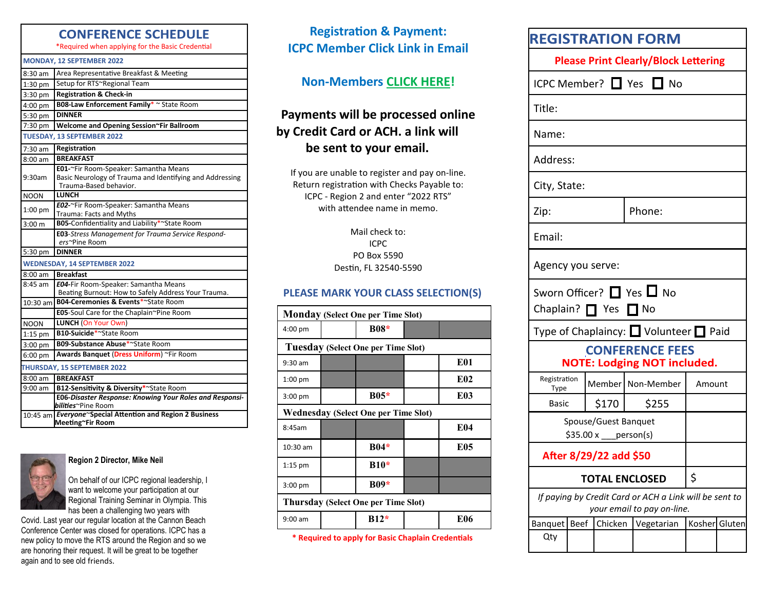# CONFERENCE SCHEDULE

*Required when applying for the Basic Credential

| | |
|---|---|
| **MONDAY, 12 SEPTEMBER 2022** | |
| 8:30 am | Area Representative Breakfast & Meeting |
| 1:30 pm | Setup for RTS~Regional Team |
| 3:30 pm | **Registration & Check-in** |
| 4:00 pm | **B08-Law Enforcement Family*** ~ State Room |
| 5:30 pm | **DINNER** |
| 7:30 pm | **Welcome and Opening Session~Fir Ballroom** |
| **TUESDAY, 13 SEPTEMBER 2022** | |
| 7:30 am | **Registration** |
| 8:00 am | **BREAKFAST** |
| 9:30am | **E01**-~Fir Room-Speaker: Samantha Means Basic Neurology of Trauma and Identifying and Addressing Trauma-Based behavior. |
| NOON | **LUNCH** |
| 1:00 pm | ***E02***-~Fir Room-Speaker: Samantha Means Trauma: Facts and Myths |
| 3:00 m | **B05**-Confidentiality and Liability*~State Room |
| | **E03**-*Stress Management for Trauma Service Responders*~Pine Room |
| 5:30 pm | **DINNER** |
| **WEDNESDAY, 14 SEPTEMBER 2022** | |
| 8:00 am | **Breakfast** |
| 8:45 am | ***E04***-Fir Room-Speaker: Samantha Means Beating Burnout: How to Safely Address Your Trauma. |
| 10:30 am | **B04-Ceremonies & Events***~State Room |
| | **E05**-Soul Care for the Chaplain~Pine Room |
| NOON | **LUNCH** (On Your Own) |
| 1:15 pm | **B10-Suicide***~State Room |
| 3:00 pm | **B09-Substance Abuse***~State Room |
| 6:00 pm | **Awards Banquet** (**Dress Uniform**) ~Fir Room |
| **THURSDAY, 15 SEPTEMBER 2022** | |
| 8:00 am | **BREAKFAST** |
| 9:00 am | **B12-Sensitivity & Diversity***~State Room |
| | **E06**-***Disaster Response: Knowing Your Roles and Responsibilities***~Pine Room |
| 10:45 am | ***Everyone***~**Special Attention and Region 2 Business Meeting~Fir Room** |

**Region 2 Director, Mike Neil**

On behalf of our ICPC regional leadership, I want to welcome your participation at our Regional Training Seminar in Olympia. This has been a challenging two years with Covid. Last year our regular location at the Cannon Beach Conference Center was closed for operations. ICPC has a new policy to move the RTS around the Region and so we are honoring their request. It will be great to be together again and to see old friends.

## Registration & Payment: ICPC Member Click Link in Email

## Non-Members CLICK HERE!

**Payments will be processed online by Credit Card or ACH. a link will be sent to your email.**

If you are unable to register and pay on-line. Return registration with Checks Payable to: ICPC - Region 2 and enter "2022 RTS" with attendee name in memo.

Mail check to:
ICPC
PO Box 5590
Destin, FL 32540-5590

## PLEASE MARK YOUR CLASS SELECTION(S)

| | | | | |
|---|---|---|---|---|
| **Monday** (Select One per Time Slot) | | | | |
| 4:00 pm | | **B08*** | | |
| **Tuesday** (Select One per Time Slot) | | | | |
| 9:30 am | | | | **E01** |
| 1:00 pm | | | | **E02** |
| 3:00 pm | | **B05*** | | **E03** |
| **Wednesday** (Select One per Time Slot) | | | | |
| 8:45am | | | | **E04** |
| 10:30 am | | **B04*** | | **E05** |
| 1:15 pm | | **B10*** | | |
| 3:00 pm | | **B09*** | | |
| **Thursday** (Select One per Time Slot) | | | | |
| 9:00 am | | **B12*** | | **E06** |

*** Required to apply for Basic Chaplain Credentials**

# REGISTRATION FORM

**Please Print Clearly/Block Lettering**

ICPC Member? ☐ Yes ☐ No

Title:

Name:

Address:

City, State:

Zip: Phone:

Email:

Agency you serve:

Sworn Officer? ☐ Yes ☐ No
Chaplain? ☐ Yes ☐ No

Type of Chaplaincy: ☐ Volunteer ☐ Paid

## CONFERENCE FEES

**NOTE: Lodging NOT included.**

| Registration Type | Member | Non-Member | Amount |
|---|---|---|---|
| Basic | $170 | $255 | |
| Spouse/Guest Banquet $35.00 x ___person(s) | | | |
| **After 8/29/22 add $50** | | | |
| **TOTAL ENCLOSED** | | | $ |

*If paying by Credit Card or ACH a Link will be sent to your email to pay on-line.*

| Banquet | Beef | Chicken | Vegetarian | Kosher | Gluten |
|---|---|---|---|---|---|
| Qty | | | | | |